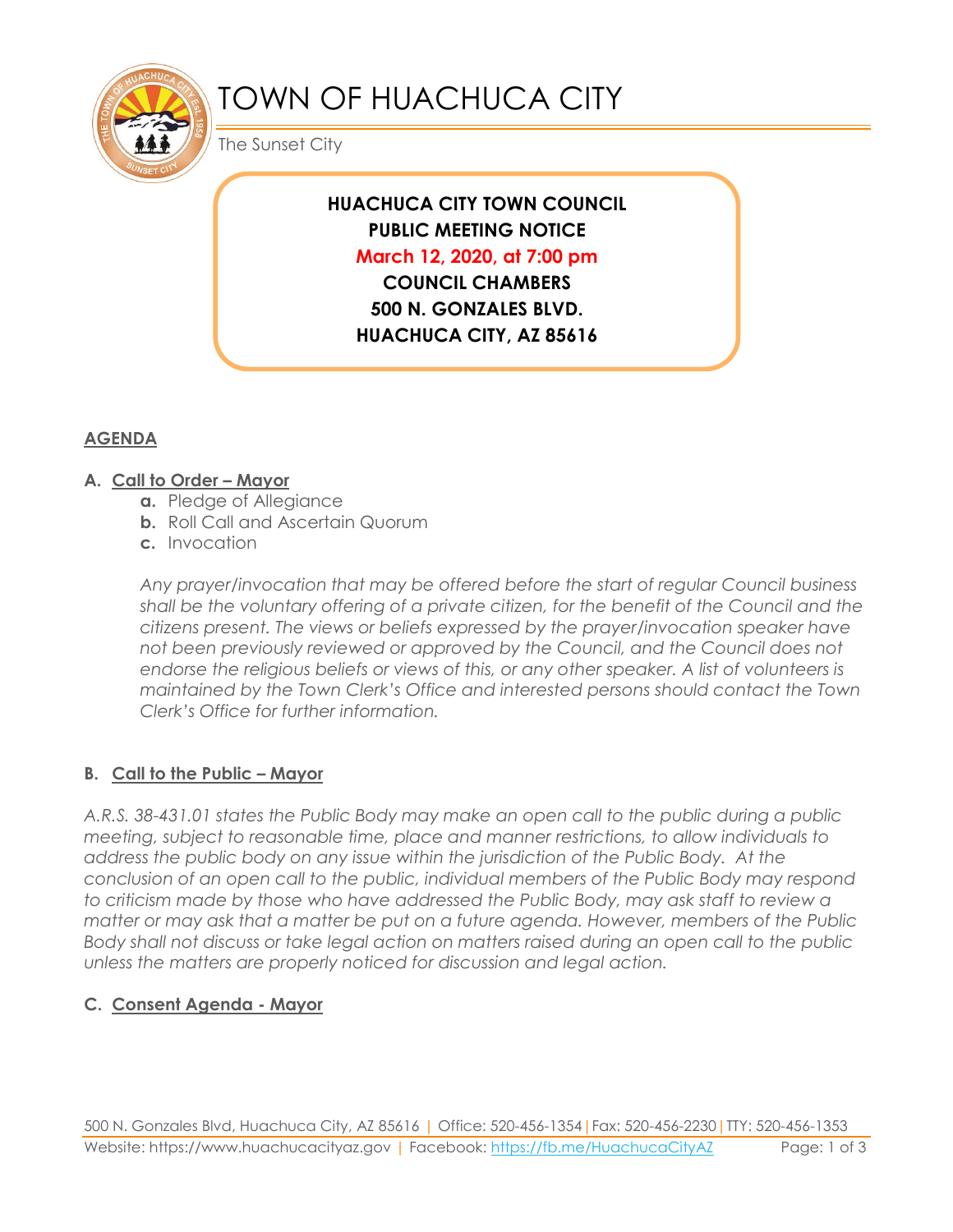# TOWN OF HUACHUCA CITY

The Sunset City

**HUACHUCA CITY TOWN COUNCIL**
**PUBLIC MEETING NOTICE**
**March 12, 2020, at 7:00 pm**
**COUNCIL CHAMBERS**
**500 N. GONZALES BLVD.**
**HUACHUCA CITY, AZ 85616**

## AGENDA

### A. Call to Order – Mayor

- **a.** Pledge of Allegiance
- **b.** Roll Call and Ascertain Quorum
- **c.** Invocation

*Any prayer/invocation that may be offered before the start of regular Council business shall be the voluntary offering of a private citizen, for the benefit of the Council and the citizens present. The views or beliefs expressed by the prayer/invocation speaker have not been previously reviewed or approved by the Council, and the Council does not endorse the religious beliefs or views of this, or any other speaker. A list of volunteers is maintained by the Town Clerk's Office and interested persons should contact the Town Clerk's Office for further information.*

### B. Call to the Public – Mayor

*A.R.S. 38-431.01 states the Public Body may make an open call to the public during a public meeting, subject to reasonable time, place and manner restrictions, to allow individuals to address the public body on any issue within the jurisdiction of the Public Body. At the conclusion of an open call to the public, individual members of the Public Body may respond to criticism made by those who have addressed the Public Body, may ask staff to review a matter or may ask that a matter be put on a future agenda. However, members of the Public Body shall not discuss or take legal action on matters raised during an open call to the public unless the matters are properly noticed for discussion and legal action.*

### C. Consent Agenda - Mayor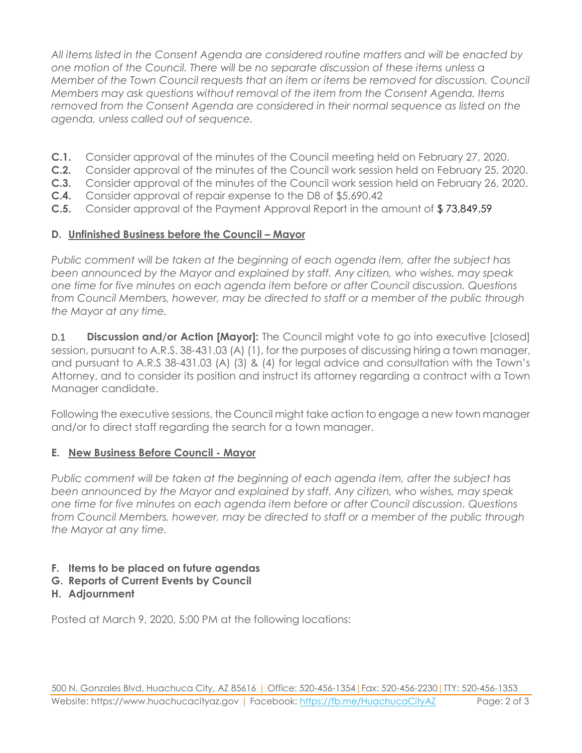*All items listed in the Consent Agenda are considered routine matters and will be enacted by one motion of the Council. There will be no separate discussion of these items unless a Member of the Town Council requests that an item or items be removed for discussion. Council Members may ask questions without removal of the item from the Consent Agenda. Items removed from the Consent Agenda are considered in their normal sequence as listed on the agenda, unless called out of sequence.*

**C.1.** Consider approval of the minutes of the Council meeting held on February 27, 2020.
**C.2.** Consider approval of the minutes of the Council work session held on February 25, 2020.
**C.3.** Consider approval of the minutes of the Council work session held on February 26, 2020.
**C.4.** Consider approval of repair expense to the D8 of $5,690.42
**C.5.** Consider approval of the Payment Approval Report in the amount of $ 73,849.59

**D. Unfinished Business before the Council – Mayor**

*Public comment will be taken at the beginning of each agenda item, after the subject has been announced by the Mayor and explained by staff. Any citizen, who wishes, may speak one time for five minutes on each agenda item before or after Council discussion. Questions from Council Members, however, may be directed to staff or a member of the public through the Mayor at any time.*

D.1 **Discussion and/or Action [Mayor]:** The Council might vote to go into executive [closed] session, pursuant to A.R.S. 38-431.03 (A) (1), for the purposes of discussing hiring a town manager, and pursuant to A.R.S 38-431.03 (A) (3) & (4) for legal advice and consultation with the Town's Attorney, and to consider its position and instruct its attorney regarding a contract with a Town Manager candidate.

Following the executive sessions, the Council might take action to engage a new town manager and/or to direct staff regarding the search for a town manager.

**E. New Business Before Council - Mayor**

*Public comment will be taken at the beginning of each agenda item, after the subject has been announced by the Mayor and explained by staff. Any citizen, who wishes, may speak one time for five minutes on each agenda item before or after Council discussion. Questions from Council Members, however, may be directed to staff or a member of the public through the Mayor at any time.*

**F. Items to be placed on future agendas**
**G. Reports of Current Events by Council**
**H. Adjournment**

Posted at March 9, 2020, 5:00 PM at the following locations: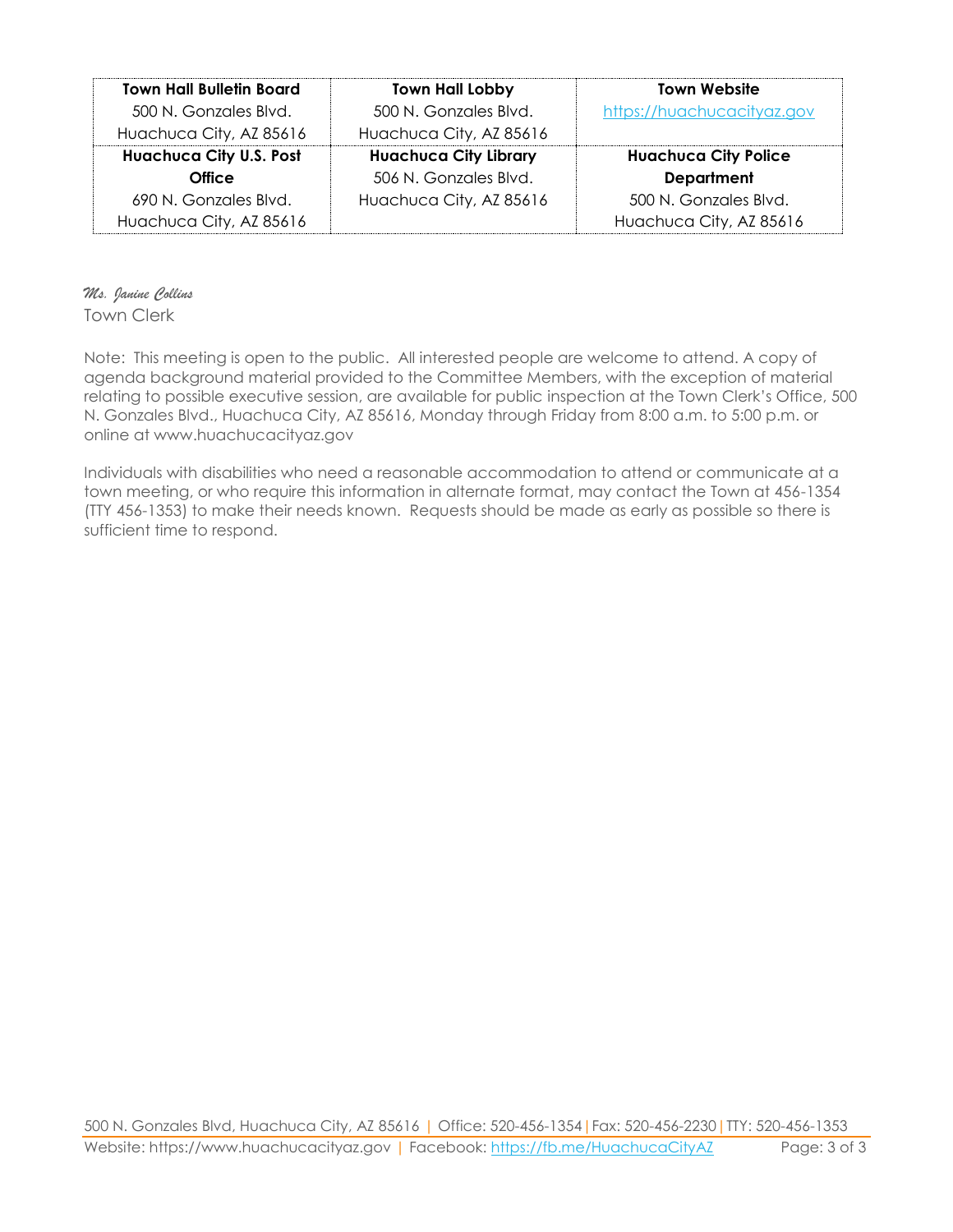| | | |
|---|---|---|
| **Town Hall Bulletin Board**<br>500 N. Gonzales Blvd.<br>Huachuca City, AZ 85616 | **Town Hall Lobby**<br>500 N. Gonzales Blvd.<br>Huachuca City, AZ 85616 | **Town Website**<br>https://huachucacityaz.gov |
| **Huachuca City U.S. Post Office**<br>690 N. Gonzales Blvd.<br>Huachuca City, AZ 85616 | **Huachuca City Library**<br>506 N. Gonzales Blvd.<br>Huachuca City, AZ 85616 | **Huachuca City Police Department**<br>500 N. Gonzales Blvd.<br>Huachuca City, AZ 85616 |

*Ms. Janine Collins*
Town Clerk

Note: This meeting is open to the public. All interested people are welcome to attend. A copy of agenda background material provided to the Committee Members, with the exception of material relating to possible executive session, are available for public inspection at the Town Clerk's Office, 500 N. Gonzales Blvd., Huachuca City, AZ 85616, Monday through Friday from 8:00 a.m. to 5:00 p.m. or online at www.huachucacityaz.gov

Individuals with disabilities who need a reasonable accommodation to attend or communicate at a town meeting, or who require this information in alternate format, may contact the Town at 456-1354 (TTY 456-1353) to make their needs known. Requests should be made as early as possible so there is sufficient time to respond.